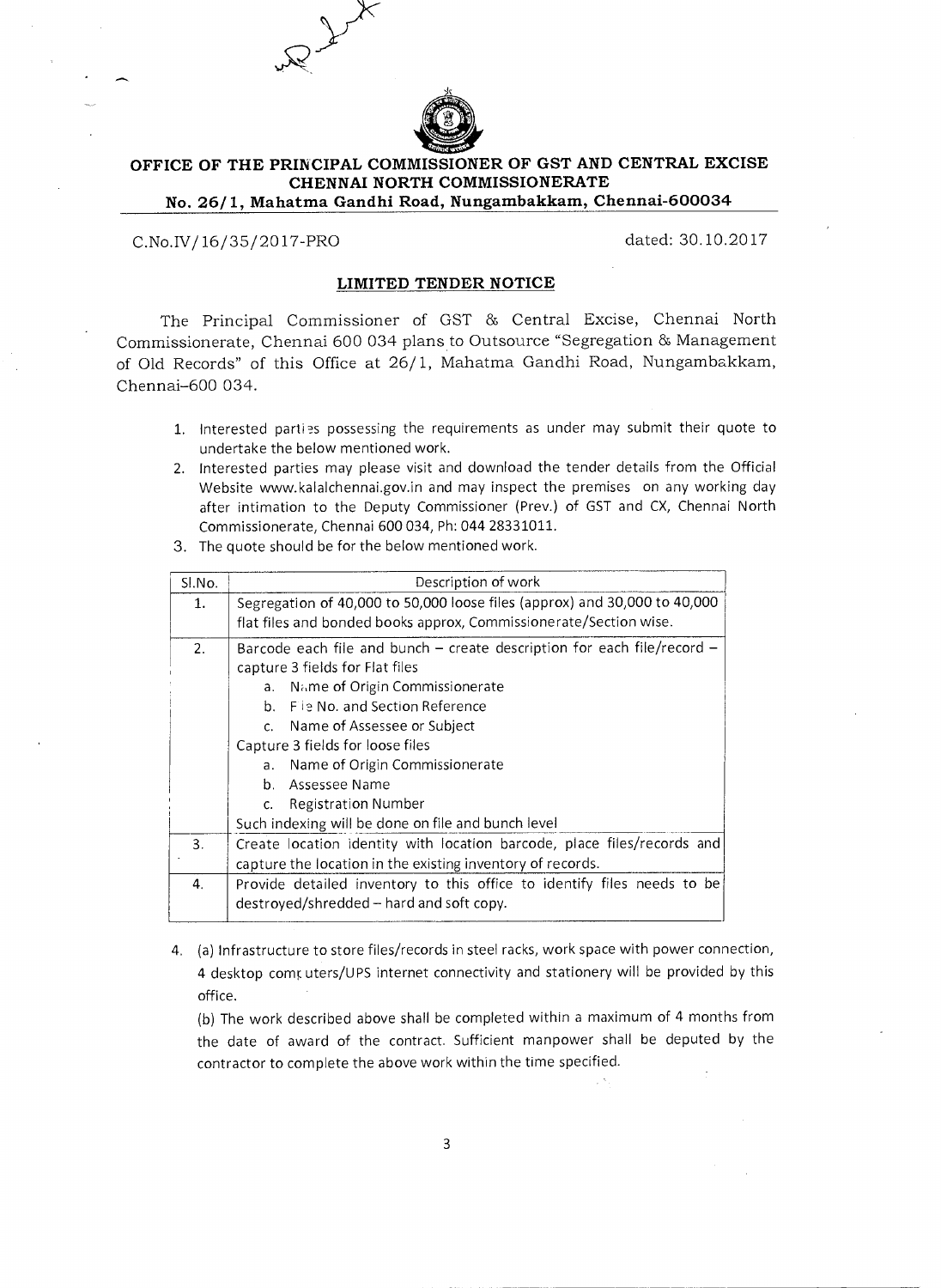**OFFICE OF THE PRINCIPAL COMMISSIONER OF GST AND CENTRAL EXCISE**
**CHENNAI NORTH COMMISSIONERATE**
**No. 26/1, Mahatma Gandhi Road, Nungambakkam, Chennai-600034**

C.No.IV/16/35/2017-PRO dated: 30.10.2017

**LIMITED TENDER NOTICE**

The Principal Commissioner of GST & Central Excise, Chennai North Commissionerate, Chennai 600 034 plans to Outsource "Segregation & Management of Old Records" of this Office at 26/1, Mahatma Gandhi Road, Nungambakkam, Chennai–600 034.

1. Interested parties possessing the requirements as under may submit their quote to undertake the below mentioned work.
2. Interested parties may please visit and download the tender details from the Official Website www.kalalchennai.gov.in and may inspect the premises on any working day after intimation to the Deputy Commissioner (Prev.) of GST and CX, Chennai North Commissionerate, Chennai 600 034, Ph: 044 28331011.
3. The quote should be for the below mentioned work.

| Sl.No. | Description of work |
|---|---|
| 1. | Segregation of 40,000 to 50,000 loose files (approx) and 30,000 to 40,000 flat files and bonded books approx, Commissionerate/Section wise. |
| 2. | Barcode each file and bunch – create description for each file/record – capture 3 fields for Flat files<br>a. Name of Origin Commissionerate<br>b. File No. and Section Reference<br>c. Name of Assessee or Subject<br>Capture 3 fields for loose files<br>a. Name of Origin Commissionerate<br>b. Assessee Name<br>c. Registration Number<br>Such indexing will be done on file and bunch level |
| 3. | Create location identity with location barcode, place files/records and capture the location in the existing inventory of records. |
| 4. | Provide detailed inventory to this office to identify files needs to be destroyed/shredded – hard and soft copy. |

4. (a) Infrastructure to store files/records in steel racks, work space with power connection, 4 desktop computers/UPS internet connectivity and stationery will be provided by this office.

   (b) The work described above shall be completed within a maximum of 4 months from the date of award of the contract. Sufficient manpower shall be deputed by the contractor to complete the above work within the time specified.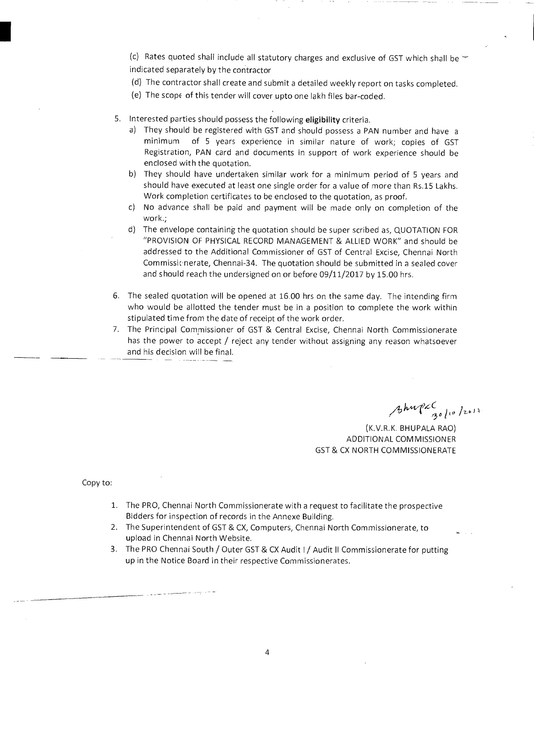(c) Rates quoted shall include all statutory charges and exclusive of GST which shall be indicated separately by the contractor

(d) The contractor shall create and submit a detailed weekly report on tasks completed.

(e) The scope of this tender will cover upto one lakh files bar-coded.

5. Interested parties should possess the following **eligibility** criteria.
   a) They should be registered with GST and should possess a PAN number and have a minimum of 5 years experience in similar nature of work; copies of GST Registration, PAN card and documents in support of work experience should be enclosed with the quotation.
   b) They should have undertaken similar work for a minimum period of 5 years and should have executed at least one single order for a value of more than Rs.15 Lakhs. Work completion certificates to be enclosed to the quotation, as proof.
   c) No advance shall be paid and payment will be made only on completion of the work.;
   d) The envelope containing the quotation should be super scribed as, QUOTATION FOR "PROVISION OF PHYSICAL RECORD MANAGEMENT & ALLIED WORK" and should be addressed to the Additional Commissioner of GST of Central Excise, Chennai North Commissionerate, Chennai-34. The quotation should be submitted in a sealed cover and should reach the undersigned on or before 09/11/2017 by 15.00 hrs.

6. The sealed quotation will be opened at 16.00 hrs on the same day. The intending firm who would be allotted the tender must be in a position to complete the work within stipulated time from the date of receipt of the work order.

7. The Principal Commissioner of GST & Central Excise, Chennai North Commissionerate has the power to accept / reject any tender without assigning any reason whatsoever and his decision will be final.

Bhupal 30/10/2017

(K.V.R.K. BHUPALA RAO)
ADDITIONAL COMMISSIONER
GST & CX NORTH COMMISSIONERATE

Copy to:

1. The PRO, Chennai North Commissionerate with a request to facilitate the prospective Bidders for inspection of records in the Annexe Building.
2. The Superintendent of GST & CX, Computers, Chennai North Commissionerate, to upload in Chennai North Website.
3. The PRO Chennai South / Outer GST & CX Audit I / Audit II Commissionerate for putting up in the Notice Board in their respective Commissionerates.